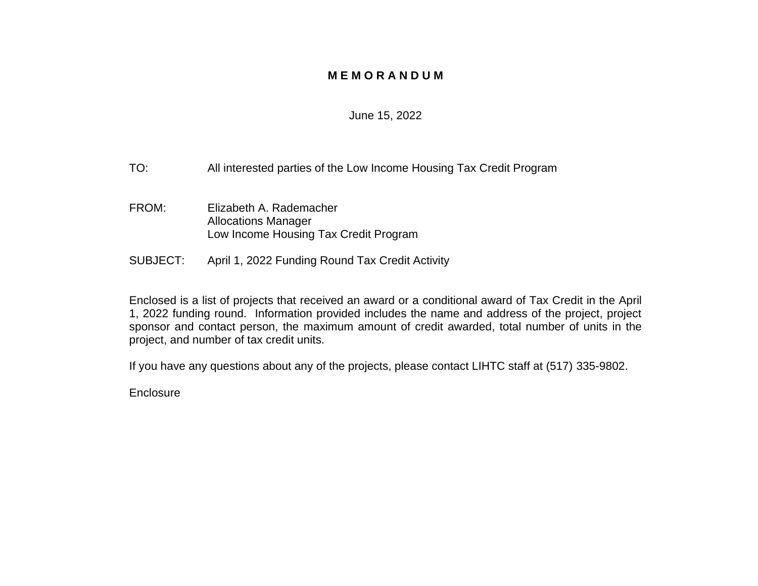# MEMORANDUM

June 15, 2022

TO: All interested parties of the Low Income Housing Tax Credit Program

FROM: Elizabeth A. Rademacher
Allocations Manager
Low Income Housing Tax Credit Program

SUBJECT: April 1, 2022 Funding Round Tax Credit Activity

Enclosed is a list of projects that received an award or a conditional award of Tax Credit in the April 1, 2022 funding round. Information provided includes the name and address of the project, project sponsor and contact person, the maximum amount of credit awarded, total number of units in the project, and number of tax credit units.

If you have any questions about any of the projects, please contact LIHTC staff at (517) 335-9802.

Enclosure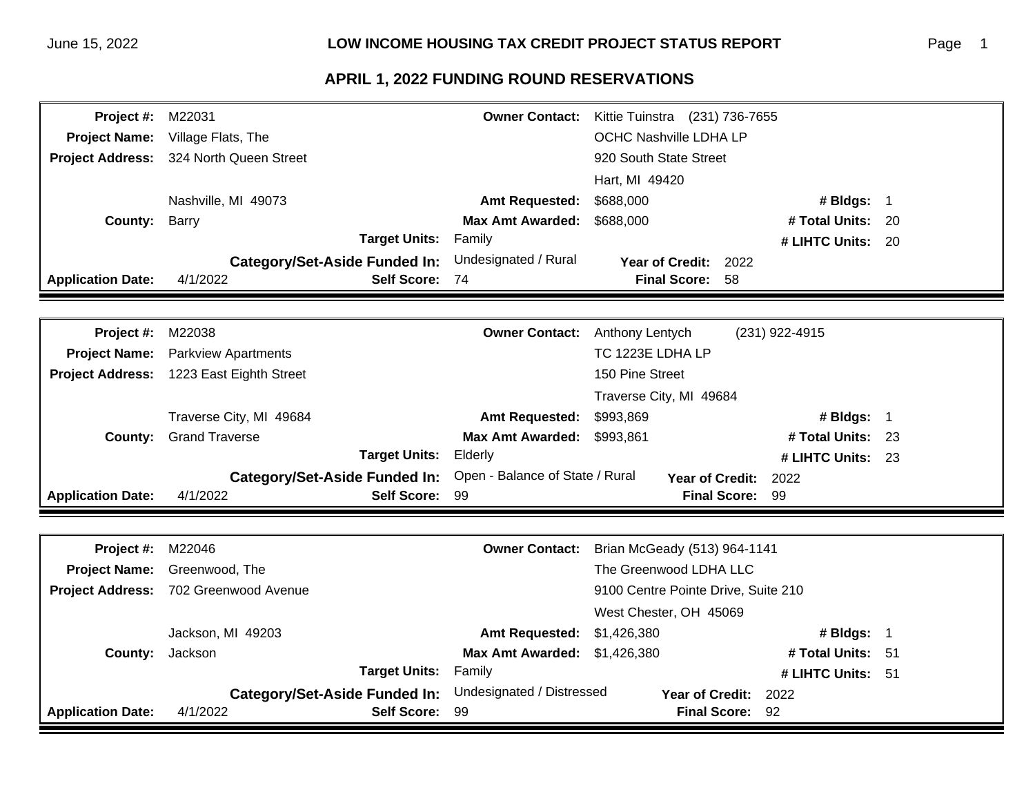# LOW INCOME HOUSING TAX CREDIT PROJECT STATUS REPORT

## APRIL 1, 2022 FUNDING ROUND RESERVATIONS

| | | | |
|---|---|---|---|
| **Project #:** M22031 | | **Owner Contact:** | Kittie Tuinstra (231) 736-7655 |
| **Project Name:** Village Flats, The | | | OCHC Nashville LDHA LP |
| **Project Address:** 324 North Queen Street | | | 920 South State Street |
| | | | Hart, MI 49420 |
| Nashville, MI 49073 | | **Amt Requested:** | $688,000 — **# Bldgs:** 1 |
| **County:** Barry | | **Max Amt Awarded:** | $688,000 — **# Total Units:** 20 |
| | **Target Units:** | Family | **# LIHTC Units:** 20 |
| | **Category/Set-Aside Funded In:** | Undesignated / Rural | **Year of Credit:** 2022 |
| **Application Date:** 4/1/2022 | **Self Score:** | 74 | **Final Score:** 58 |

| | | | |
|---|---|---|---|
| **Project #:** M22038 | | **Owner Contact:** | Anthony Lentych (231) 922-4915 |
| **Project Name:** Parkview Apartments | | | TC 1223E LDHA LP |
| **Project Address:** 1223 East Eighth Street | | | 150 Pine Street |
| | | | Traverse City, MI 49684 |
| Traverse City, MI 49684 | | **Amt Requested:** | $993,869 — **# Bldgs:** 1 |
| **County:** Grand Traverse | | **Max Amt Awarded:** | $993,861 — **# Total Units:** 23 |
| | **Target Units:** | Elderly | **# LIHTC Units:** 23 |
| | **Category/Set-Aside Funded In:** | Open - Balance of State / Rural | **Year of Credit:** 2022 |
| **Application Date:** 4/1/2022 | **Self Score:** | 99 | **Final Score:** 99 |

| | | | |
|---|---|---|---|
| **Project #:** M22046 | | **Owner Contact:** | Brian McGeady (513) 964-1141 |
| **Project Name:** Greenwood, The | | | The Greenwood LDHA LLC |
| **Project Address:** 702 Greenwood Avenue | | | 9100 Centre Pointe Drive, Suite 210 |
| | | | West Chester, OH 45069 |
| Jackson, MI 49203 | | **Amt Requested:** | $1,426,380 — **# Bldgs:** 1 |
| **County:** Jackson | | **Max Amt Awarded:** | $1,426,380 — **# Total Units:** 51 |
| | **Target Units:** | Family | **# LIHTC Units:** 51 |
| | **Category/Set-Aside Funded In:** | Undesignated / Distressed | **Year of Credit:** 2022 |
| **Application Date:** 4/1/2022 | **Self Score:** | 99 | **Final Score:** 92 |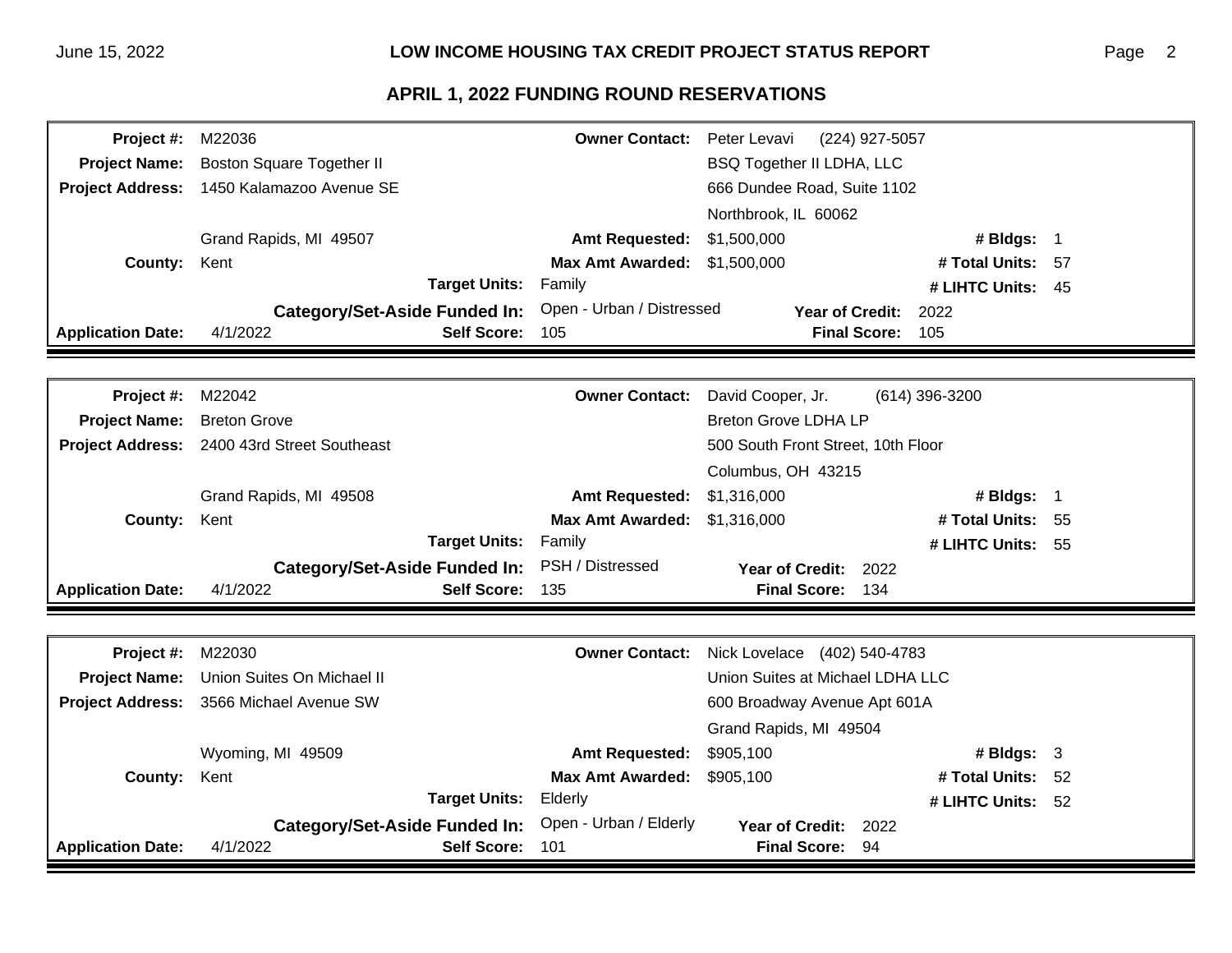## APRIL 1, 2022 FUNDING ROUND RESERVATIONS

| | | | |
|---|---|---|---|
| **Project #:** | M22036 | **Owner Contact:** | Peter Levavi (224) 927-5057 |
| **Project Name:** | Boston Square Together II | | BSQ Together II LDHA, LLC |
| **Project Address:** | 1450 Kalamazoo Avenue SE | | 666 Dundee Road, Suite 1102 |
| | | | Northbrook, IL 60062 |
| | Grand Rapids, MI 49507 | **Amt Requested:** | $1,500,000 |
| **County:** | Kent | **Max Amt Awarded:** | $1,500,000 |
| **Target Units:** | Family | **# Bldgs:** | 1 |
| **Category/Set-Aside Funded In:** | Open - Urban / Distressed | **# Total Units:** | 57 |
| **Year of Credit:** | 2022 | **# LIHTC Units:** | 45 |
| **Application Date:** | 4/1/2022 | **Self Score:** | 105 |
| **Final Score:** | 105 | | |

| | | | |
|---|---|---|---|
| **Project #:** | M22042 | **Owner Contact:** | David Cooper, Jr. (614) 396-3200 |
| **Project Name:** | Breton Grove | | Breton Grove LDHA LP |
| **Project Address:** | 2400 43rd Street Southeast | | 500 South Front Street, 10th Floor |
| | | | Columbus, OH 43215 |
| | Grand Rapids, MI 49508 | **Amt Requested:** | $1,316,000 |
| **County:** | Kent | **Max Amt Awarded:** | $1,316,000 |
| **Target Units:** | Family | **# Bldgs:** | 1 |
| **Category/Set-Aside Funded In:** | PSH / Distressed | **# Total Units:** | 55 |
| **Year of Credit:** | 2022 | **# LIHTC Units:** | 55 |
| **Application Date:** | 4/1/2022 | **Self Score:** | 135 |
| **Final Score:** | 134 | | |

| | | | |
|---|---|---|---|
| **Project #:** | M22030 | **Owner Contact:** | Nick Lovelace (402) 540-4783 |
| **Project Name:** | Union Suites On Michael II | | Union Suites at Michael LDHA LLC |
| **Project Address:** | 3566 Michael Avenue SW | | 600 Broadway Avenue Apt 601A |
| | | | Grand Rapids, MI 49504 |
| | Wyoming, MI 49509 | **Amt Requested:** | $905,100 |
| **County:** | Kent | **Max Amt Awarded:** | $905,100 |
| **Target Units:** | Elderly | **# Bldgs:** | 3 |
| **Category/Set-Aside Funded In:** | Open - Urban / Elderly | **# Total Units:** | 52 |
| **Year of Credit:** | 2022 | **# LIHTC Units:** | 52 |
| **Application Date:** | 4/1/2022 | **Self Score:** | 101 |
| **Final Score:** | 94 | | |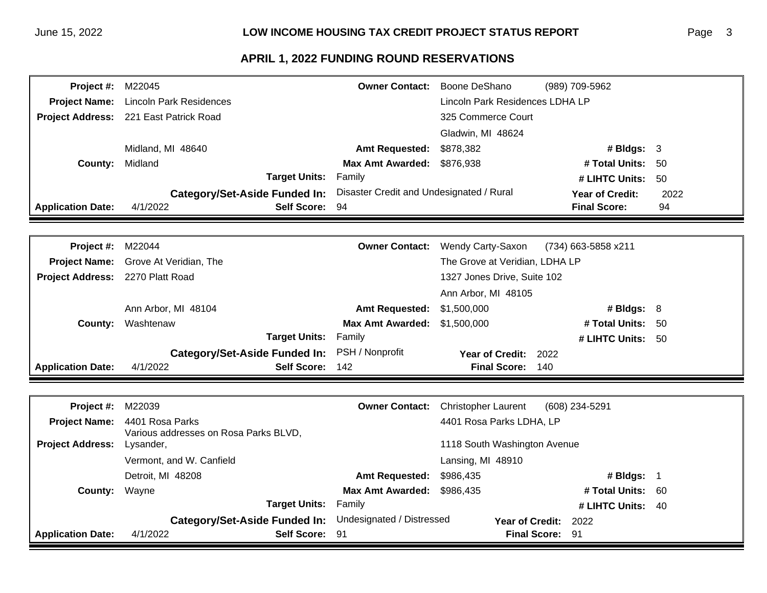## APRIL 1, 2022 FUNDING ROUND RESERVATIONS

| | | | | | |
|---|---|---|---|---|---|
| **Project #:** | M22045 | **Owner Contact:** | Boone DeShano | (989) 709-5962 | |
| **Project Name:** | Lincoln Park Residences | | Lincoln Park Residences LDHA LP | | |
| **Project Address:** | 221 East Patrick Road | | 325 Commerce Court | | |
| | | | Gladwin, MI 48624 | | |
| | Midland, MI 48640 | **Amt Requested:** | $878,382 | **# Bldgs:** | 3 |
| **County:** | Midland | **Max Amt Awarded:** | $876,938 | **# Total Units:** | 50 |
| | **Target Units:** | Family | | **# LIHTC Units:** | 50 |
| | **Category/Set-Aside Funded In:** | Disaster Credit and Undesignated / Rural | | **Year of Credit:** | 2022 |
| **Application Date:** | 4/1/2022 **Self Score:** | 94 | | **Final Score:** | 94 |

| | | | | | |
|---|---|---|---|---|---|
| **Project #:** | M22044 | **Owner Contact:** | Wendy Carty-Saxon | (734) 663-5858 x211 | |
| **Project Name:** | Grove At Veridian, The | | The Grove at Veridian, LDHA LP | | |
| **Project Address:** | 2270 Platt Road | | 1327 Jones Drive, Suite 102 | | |
| | | | Ann Arbor, MI 48105 | | |
| | Ann Arbor, MI 48104 | **Amt Requested:** | $1,500,000 | **# Bldgs:** | 8 |
| **County:** | Washtenaw | **Max Amt Awarded:** | $1,500,000 | **# Total Units:** | 50 |
| | **Target Units:** | Family | | **# LIHTC Units:** | 50 |
| | **Category/Set-Aside Funded In:** | PSH / Nonprofit | **Year of Credit:** 2022 | | |
| **Application Date:** | 4/1/2022 **Self Score:** | 142 | **Final Score:** 140 | | |

| | | | | | |
|---|---|---|---|---|---|
| **Project #:** | M22039 | **Owner Contact:** | Christopher Laurent | (608) 234-5291 | |
| **Project Name:** | 4401 Rosa Parks | | 4401 Rosa Parks LDHA, LP | | |
| **Project Address:** | Various addresses on Rosa Parks BLVD, Lysander, | | 1118 South Washington Avenue | | |
| | Vermont, and W. Canfield | | Lansing, MI 48910 | | |
| | Detroit, MI 48208 | **Amt Requested:** | $986,435 | **# Bldgs:** | 1 |
| **County:** | Wayne | **Max Amt Awarded:** | $986,435 | **# Total Units:** | 60 |
| | **Target Units:** | Family | | **# LIHTC Units:** | 40 |
| | **Category/Set-Aside Funded In:** | Undesignated / Distressed | **Year of Credit:** 2022 | | |
| **Application Date:** | 4/1/2022 **Self Score:** | 91 | **Final Score:** 91 | | |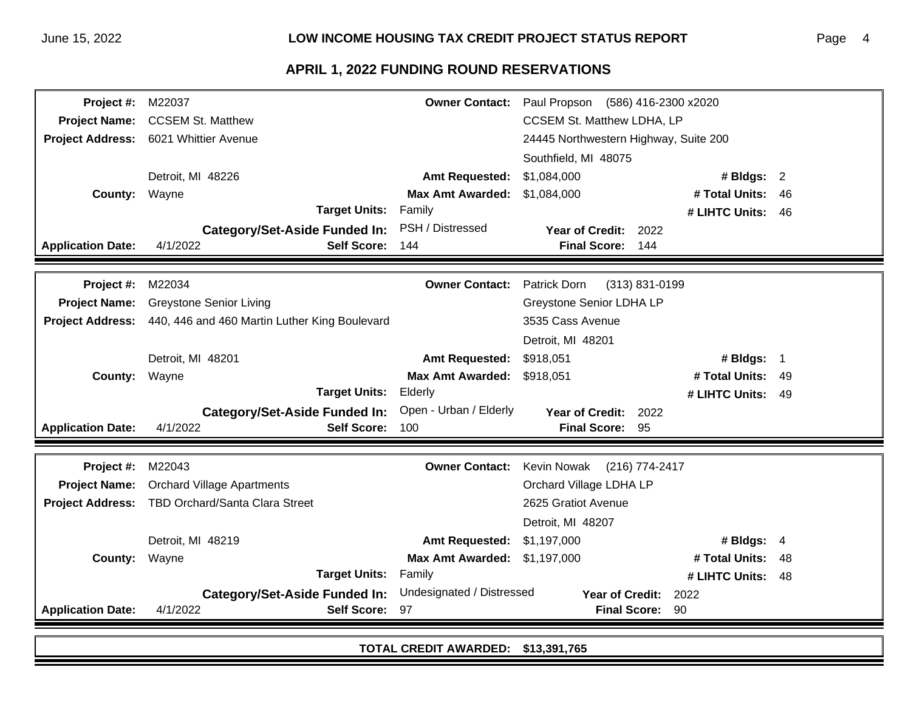## APRIL 1, 2022 FUNDING ROUND RESERVATIONS

| | | | |
|---|---|---|---|
| **Project #:** | M22037 | **Owner Contact:** | Paul Propson (586) 416-2300 x2020 |
| **Project Name:** | CCSEM St. Matthew | | CCSEM St. Matthew LDHA, LP |
| **Project Address:** | 6021 Whittier Avenue | | 24445 Northwestern Highway, Suite 200 |
| | | | Southfield, MI 48075 |
| | Detroit, MI 48226 | **Amt Requested:** | $1,084,000 |
| **County:** | Wayne | **Max Amt Awarded:** | $1,084,000 |
| | | **# Bldgs:** | 2 |
| | | **# Total Units:** | 46 |
| | **Target Units:** | Family | |
| | | **# LIHTC Units:** | 46 |
| | **Category/Set-Aside Funded In:** | PSH / Distressed | **Year of Credit:** 2022 |
| **Application Date:** | 4/1/2022 | **Self Score:** 144 | **Final Score:** 144 |

| | | | |
|---|---|---|---|
| **Project #:** | M22034 | **Owner Contact:** | Patrick Dorn (313) 831-0199 |
| **Project Name:** | Greystone Senior Living | | Greystone Senior LDHA LP |
| **Project Address:** | 440, 446 and 460 Martin Luther King Boulevard | | 3535 Cass Avenue |
| | | | Detroit, MI 48201 |
| | Detroit, MI 48201 | **Amt Requested:** | $918,051 |
| **County:** | Wayne | **Max Amt Awarded:** | $918,051 |
| | | **# Bldgs:** | 1 |
| | | **# Total Units:** | 49 |
| | **Target Units:** | Elderly | |
| | | **# LIHTC Units:** | 49 |
| | **Category/Set-Aside Funded In:** | Open - Urban / Elderly | **Year of Credit:** 2022 |
| **Application Date:** | 4/1/2022 | **Self Score:** 100 | **Final Score:** 95 |

| | | | |
|---|---|---|---|
| **Project #:** | M22043 | **Owner Contact:** | Kevin Nowak (216) 774-2417 |
| **Project Name:** | Orchard Village Apartments | | Orchard Village LDHA LP |
| **Project Address:** | TBD Orchard/Santa Clara Street | | 2625 Gratiot Avenue |
| | | | Detroit, MI 48207 |
| | Detroit, MI 48219 | **Amt Requested:** | $1,197,000 |
| **County:** | Wayne | **Max Amt Awarded:** | $1,197,000 |
| | | **# Bldgs:** | 4 |
| | | **# Total Units:** | 48 |
| | **Target Units:** | Family | |
| | | **# LIHTC Units:** | 48 |
| | **Category/Set-Aside Funded In:** | Undesignated / Distressed | **Year of Credit:** 2022 |
| **Application Date:** | 4/1/2022 | **Self Score:** 97 | **Final Score:** 90 |

**TOTAL CREDIT AWARDED: $13,391,765**